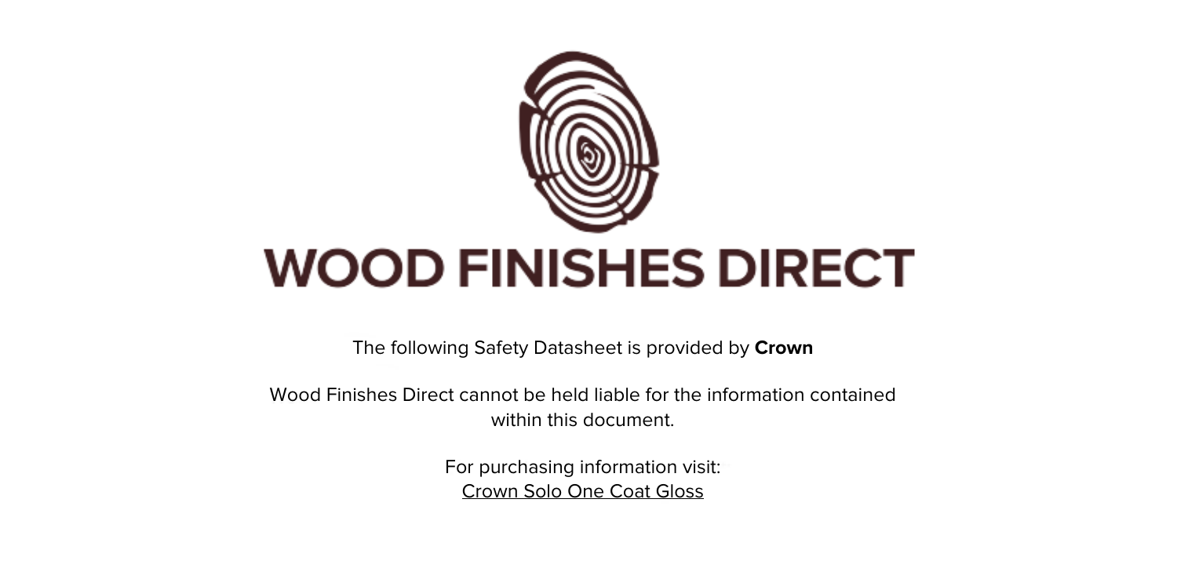# WOOD FINISHES DIRECT

The following Safety Datasheet is provided by **Crown**

Wood Finishes Direct cannot be held liable for the information contained within this document.

For purchasing information visit:
Crown Solo One Coat Gloss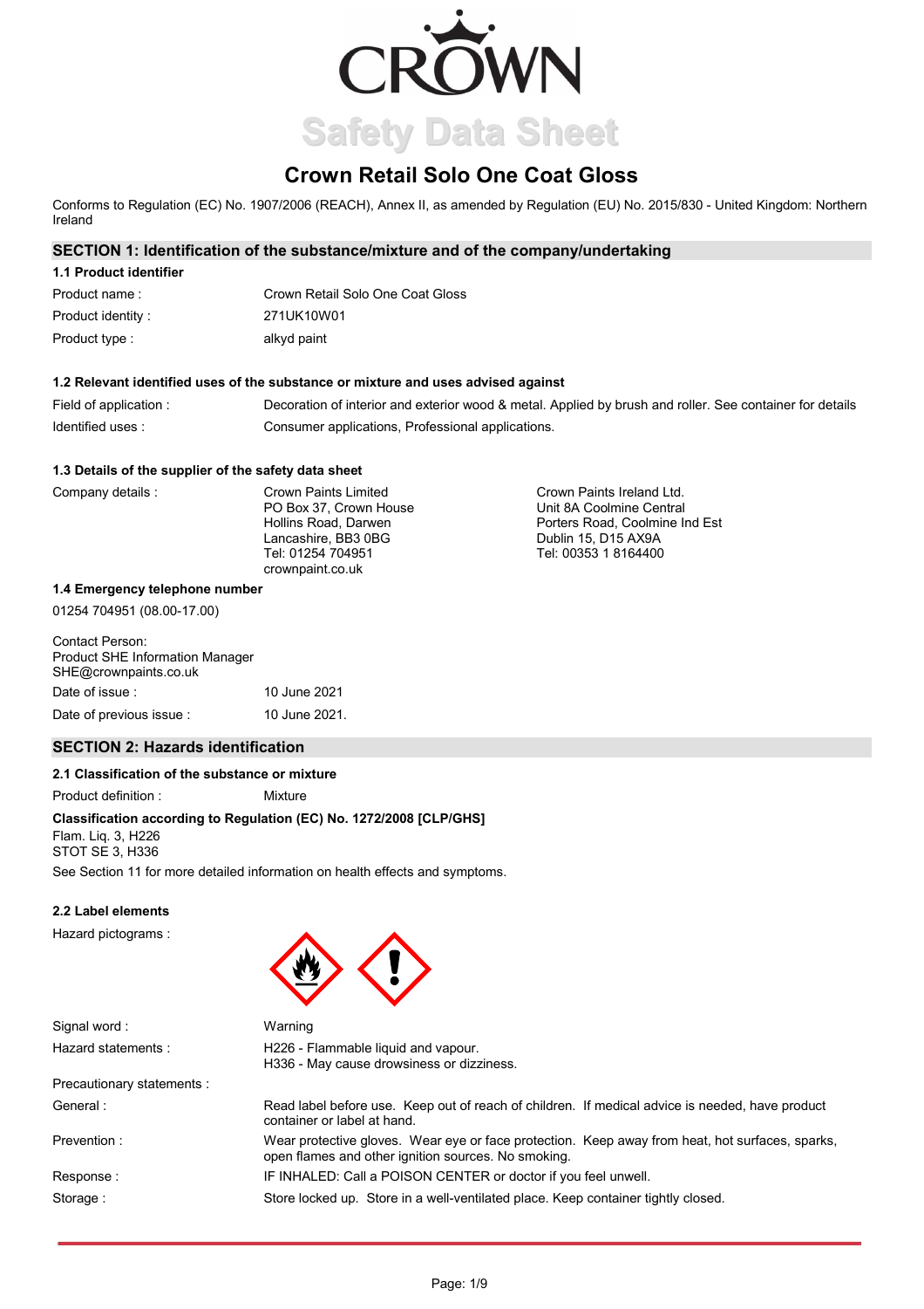CROWN

Safety Data Sheet

# Crown Retail Solo One Coat Gloss

Conforms to Regulation (EC) No. 1907/2006 (REACH), Annex II, as amended by Regulation (EU) No. 2015/830 - United Kingdom: Northern Ireland

## SECTION 1: Identification of the substance/mixture and of the company/undertaking

### 1.1 Product identifier

| | |
|---|---|
| Product name : | Crown Retail Solo One Coat Gloss |
| Product identity : | 271UK10W01 |
| Product type : | alkyd paint |

### 1.2 Relevant identified uses of the substance or mixture and uses advised against

| | |
|---|---|
| Field of application : | Decoration of interior and exterior wood & metal. Applied by brush and roller. See container for details |
| Identified uses : | Consumer applications, Professional applications. |

### 1.3 Details of the supplier of the safety data sheet

Company details :

Crown Paints Limited
PO Box 37, Crown House
Hollins Road, Darwen
Lancashire, BB3 0BG
Tel: 01254 704951
crownpaint.co.uk

Crown Paints Ireland Ltd.
Unit 8A Coolmine Central
Porters Road, Coolmine Ind Est
Dublin 15, D15 AX9A
Tel: 00353 1 8164400

### 1.4 Emergency telephone number

01254 704951 (08.00-17.00)

Contact Person:
Product SHE Information Manager
SHE@crownpaints.co.uk

| | |
|---|---|
| Date of issue : | 10 June 2021 |
| Date of previous issue : | 10 June 2021. |

## SECTION 2: Hazards identification

### 2.1 Classification of the substance or mixture

Product definition : Mixture

**Classification according to Regulation (EC) No. 1272/2008 [CLP/GHS]**

Flam. Liq. 3, H226
STOT SE 3, H336

See Section 11 for more detailed information on health effects and symptoms.

### 2.2 Label elements

Hazard pictograms :

| | |
|---|---|
| Signal word : | Warning |
| Hazard statements : | H226 - Flammable liquid and vapour.<br>H336 - May cause drowsiness or dizziness. |
| Precautionary statements : | |
| General : | Read label before use. Keep out of reach of children. If medical advice is needed, have product container or label at hand. |
| Prevention : | Wear protective gloves. Wear eye or face protection. Keep away from heat, hot surfaces, sparks, open flames and other ignition sources. No smoking. |
| Response : | IF INHALED: Call a POISON CENTER or doctor if you feel unwell. |
| Storage : | Store locked up. Store in a well-ventilated place. Keep container tightly closed. |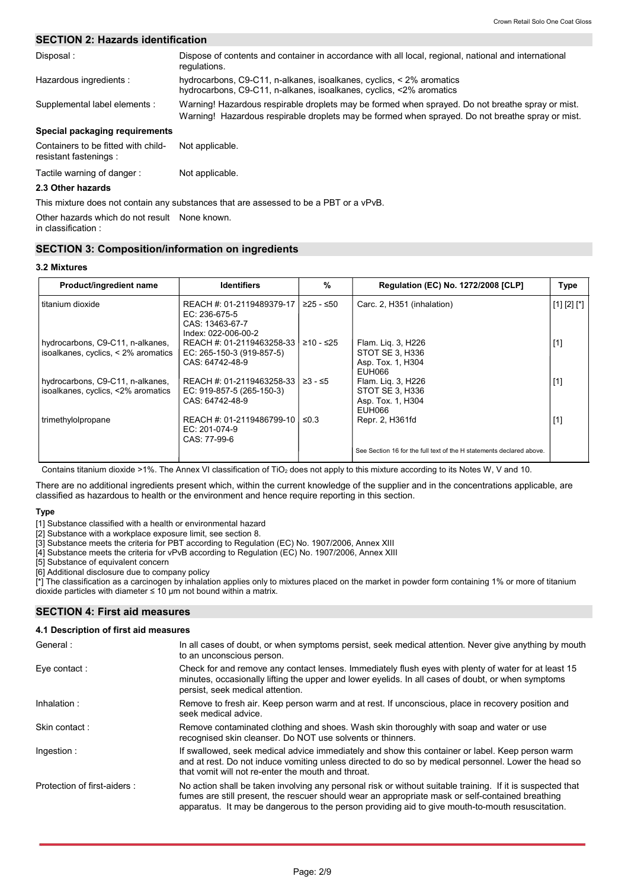## SECTION 2: Hazards identification

| | |
|---|---|
| Disposal : | Dispose of contents and container in accordance with all local, regional, national and international regulations. |
| Hazardous ingredients : | hydrocarbons, C9-C11, n-alkanes, isoalkanes, cyclics, < 2% aromatics<br>hydrocarbons, C9-C11, n-alkanes, isoalkanes, cyclics, <2% aromatics |
| Supplemental label elements : | Warning! Hazardous respirable droplets may be formed when sprayed. Do not breathe spray or mist.<br>Warning! Hazardous respirable droplets may be formed when sprayed. Do not breathe spray or mist. |

**Special packaging requirements**

| | |
|---|---|
| Containers to be fitted with child-resistant fastenings : | Not applicable. |
| Tactile warning of danger : | Not applicable. |

**2.3 Other hazards**

This mixture does not contain any substances that are assessed to be a PBT or a vPvB.

Other hazards which do not result in classification : None known.

## SECTION 3: Composition/information on ingredients

**3.2 Mixtures**

| Product/ingredient name | Identifiers | % | Regulation (EC) No. 1272/2008 [CLP] | Type |
|---|---|---|---|---|
| titanium dioxide | REACH #: 01-2119489379-17<br>EC: 236-675-5<br>CAS: 13463-67-7<br>Index: 022-006-00-2 | ≥25 - ≤50 | Carc. 2, H351 (inhalation) | [1] [2] [*] |
| hydrocarbons, C9-C11, n-alkanes, isoalkanes, cyclics, < 2% aromatics | REACH #: 01-2119463258-33<br>EC: 265-150-3 (919-857-5)<br>CAS: 64742-48-9 | ≥10 - ≤25 | Flam. Liq. 3, H226<br>STOT SE 3, H336<br>Asp. Tox. 1, H304<br>EUH066 | [1] |
| hydrocarbons, C9-C11, n-alkanes, isoalkanes, cyclics, <2% aromatics | REACH #: 01-2119463258-33<br>EC: 919-857-5 (265-150-3)<br>CAS: 64742-48-9 | ≥3 - ≤5 | Flam. Liq. 3, H226<br>STOT SE 3, H336<br>Asp. Tox. 1, H304<br>EUH066 | [1] |
| trimethylolpropane | REACH #: 01-2119486799-10<br>EC: 201-074-9<br>CAS: 77-99-6 | ≤0.3 | Repr. 2, H361fd | [1] |
| | | | See Section 16 for the full text of the H statements declared above. | |

Contains titanium dioxide >1%. The Annex VI classification of $TiO_2$ does not apply to this mixture according to its Notes W, V and 10.

There are no additional ingredients present which, within the current knowledge of the supplier and in the concentrations applicable, are classified as hazardous to health or the environment and hence require reporting in this section.

**Type**

[1] Substance classified with a health or environmental hazard
[2] Substance with a workplace exposure limit, see section 8.
[3] Substance meets the criteria for PBT according to Regulation (EC) No. 1907/2006, Annex XIII
[4] Substance meets the criteria for vPvB according to Regulation (EC) No. 1907/2006, Annex XIII
[5] Substance of equivalent concern
[6] Additional disclosure due to company policy
[*] The classification as a carcinogen by inhalation applies only to mixtures placed on the market in powder form containing 1% or more of titanium dioxide particles with diameter ≤ 10 μm not bound within a matrix.

## SECTION 4: First aid measures

**4.1 Description of first aid measures**

| | |
|---|---|
| General : | In all cases of doubt, or when symptoms persist, seek medical attention. Never give anything by mouth to an unconscious person. |
| Eye contact : | Check for and remove any contact lenses. Immediately flush eyes with plenty of water for at least 15 minutes, occasionally lifting the upper and lower eyelids. In all cases of doubt, or when symptoms persist, seek medical attention. |
| Inhalation : | Remove to fresh air. Keep person warm and at rest. If unconscious, place in recovery position and seek medical advice. |
| Skin contact : | Remove contaminated clothing and shoes. Wash skin thoroughly with soap and water or use recognised skin cleanser. Do NOT use solvents or thinners. |
| Ingestion : | If swallowed, seek medical advice immediately and show this container or label. Keep person warm and at rest. Do not induce vomiting unless directed to do so by medical personnel. Lower the head so that vomit will not re-enter the mouth and throat. |
| Protection of first-aiders : | No action shall be taken involving any personal risk or without suitable training. If it is suspected that fumes are still present, the rescuer should wear an appropriate mask or self-contained breathing apparatus. It may be dangerous to the person providing aid to give mouth-to-mouth resuscitation. |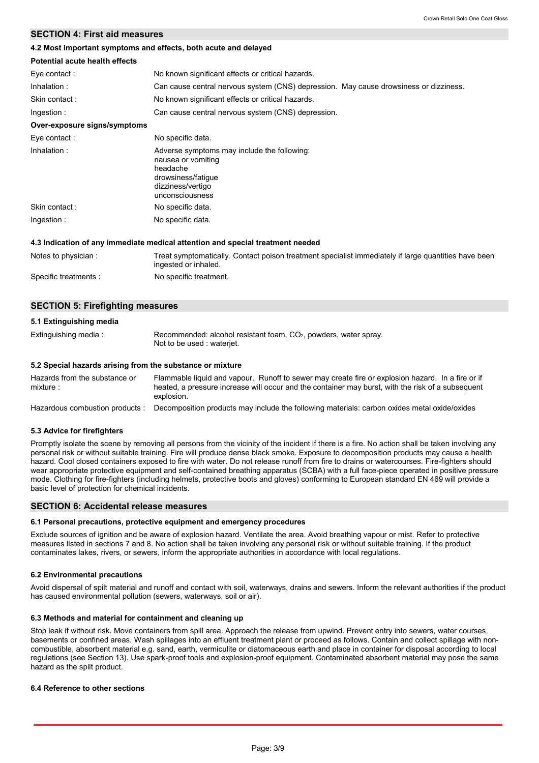## SECTION 4: First aid measures

### 4.2 Most important symptoms and effects, both acute and delayed

**Potential acute health effects**

| | |
|---|---|
| Eye contact : | No known significant effects or critical hazards. |
| Inhalation : | Can cause central nervous system (CNS) depression. May cause drowsiness or dizziness. |
| Skin contact : | No known significant effects or critical hazards. |
| Ingestion : | Can cause central nervous system (CNS) depression. |

**Over-exposure signs/symptoms**

| | |
|---|---|
| Eye contact : | No specific data. |
| Inhalation : | Adverse symptoms may include the following: nausea or vomiting headache drowsiness/fatigue dizziness/vertigo unconsciousness |
| Skin contact : | No specific data. |
| Ingestion : | No specific data. |

### 4.3 Indication of any immediate medical attention and special treatment needed

| | |
|---|---|
| Notes to physician : | Treat symptomatically. Contact poison treatment specialist immediately if large quantities have been ingested or inhaled. |
| Specific treatments : | No specific treatment. |

## SECTION 5: Firefighting measures

### 5.1 Extinguishing media

| | |
|---|---|
| Extinguishing media : | Recommended: alcohol resistant foam, $CO_2$, powders, water spray. Not to be used : waterjet. |

### 5.2 Special hazards arising from the substance or mixture

| | |
|---|---|
| Hazards from the substance or mixture : | Flammable liquid and vapour. Runoff to sewer may create fire or explosion hazard. In a fire or if heated, a pressure increase will occur and the container may burst, with the risk of a subsequent explosion. |
| Hazardous combustion products : | Decomposition products may include the following materials: carbon oxides metal oxide/oxides |

### 5.3 Advice for firefighters

Promptly isolate the scene by removing all persons from the vicinity of the incident if there is a fire. No action shall be taken involving any personal risk or without suitable training. Fire will produce dense black smoke. Exposure to decomposition products may cause a health hazard. Cool closed containers exposed to fire with water. Do not release runoff from fire to drains or watercourses. Fire-fighters should wear appropriate protective equipment and self-contained breathing apparatus (SCBA) with a full face-piece operated in positive pressure mode. Clothing for fire-fighters (including helmets, protective boots and gloves) conforming to European standard EN 469 will provide a basic level of protection for chemical incidents.

## SECTION 6: Accidental release measures

### 6.1 Personal precautions, protective equipment and emergency procedures

Exclude sources of ignition and be aware of explosion hazard. Ventilate the area. Avoid breathing vapour or mist. Refer to protective measures listed in sections 7 and 8. No action shall be taken involving any personal risk or without suitable training. If the product contaminates lakes, rivers, or sewers, inform the appropriate authorities in accordance with local regulations.

### 6.2 Environmental precautions

Avoid dispersal of spilt material and runoff and contact with soil, waterways, drains and sewers. Inform the relevant authorities if the product has caused environmental pollution (sewers, waterways, soil or air).

### 6.3 Methods and material for containment and cleaning up

Stop leak if without risk. Move containers from spill area. Approach the release from upwind. Prevent entry into sewers, water courses, basements or confined areas. Wash spillages into an effluent treatment plant or proceed as follows. Contain and collect spillage with non-combustible, absorbent material e.g. sand, earth, vermiculite or diatomaceous earth and place in container for disposal according to local regulations (see Section 13). Use spark-proof tools and explosion-proof equipment. Contaminated absorbent material may pose the same hazard as the spilt product.

### 6.4 Reference to other sections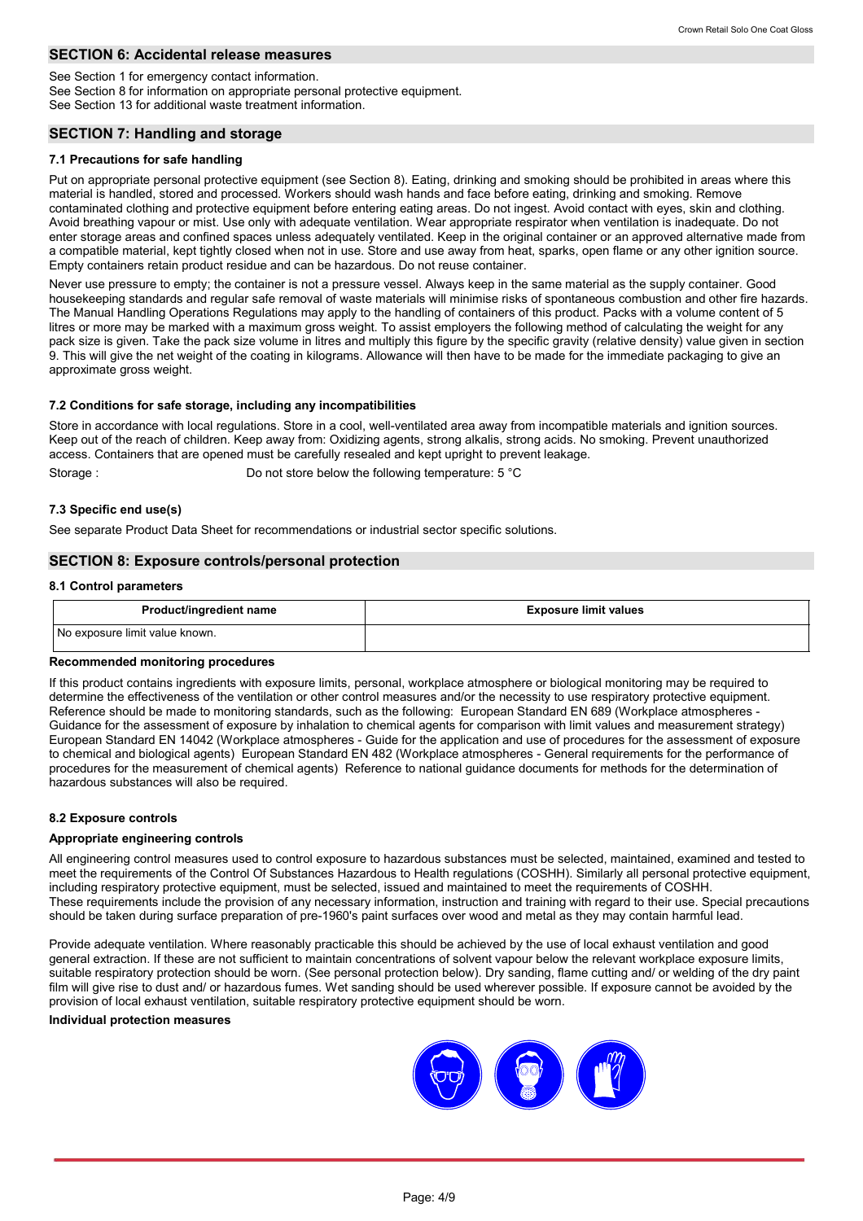## SECTION 6: Accidental release measures

See Section 1 for emergency contact information.
See Section 8 for information on appropriate personal protective equipment.
See Section 13 for additional waste treatment information.

## SECTION 7: Handling and storage

### 7.1 Precautions for safe handling

Put on appropriate personal protective equipment (see Section 8). Eating, drinking and smoking should be prohibited in areas where this material is handled, stored and processed. Workers should wash hands and face before eating, drinking and smoking. Remove contaminated clothing and protective equipment before entering eating areas. Do not ingest. Avoid contact with eyes, skin and clothing. Avoid breathing vapour or mist. Use only with adequate ventilation. Wear appropriate respirator when ventilation is inadequate. Do not enter storage areas and confined spaces unless adequately ventilated. Keep in the original container or an approved alternative made from a compatible material, kept tightly closed when not in use. Store and use away from heat, sparks, open flame or any other ignition source. Empty containers retain product residue and can be hazardous. Do not reuse container.

Never use pressure to empty; the container is not a pressure vessel. Always keep in the same material as the supply container. Good housekeeping standards and regular safe removal of waste materials will minimise risks of spontaneous combustion and other fire hazards. The Manual Handling Operations Regulations may apply to the handling of containers of this product. Packs with a volume content of 5 litres or more may be marked with a maximum gross weight. To assist employers the following method of calculating the weight for any pack size is given. Take the pack size volume in litres and multiply this figure by the specific gravity (relative density) value given in section 9. This will give the net weight of the coating in kilograms. Allowance will then have to be made for the immediate packaging to give an approximate gross weight.

### 7.2 Conditions for safe storage, including any incompatibilities

Store in accordance with local regulations. Store in a cool, well-ventilated area away from incompatible materials and ignition sources. Keep out of the reach of children. Keep away from: Oxidizing agents, strong alkalis, strong acids. No smoking. Prevent unauthorized access. Containers that are opened must be carefully resealed and kept upright to prevent leakage.

Storage : Do not store below the following temperature: 5 °C

### 7.3 Specific end use(s)

See separate Product Data Sheet for recommendations or industrial sector specific solutions.

## SECTION 8: Exposure controls/personal protection

### 8.1 Control parameters

| Product/ingredient name | Exposure limit values |
|---|---|
| No exposure limit value known. | |

**Recommended monitoring procedures**

If this product contains ingredients with exposure limits, personal, workplace atmosphere or biological monitoring may be required to determine the effectiveness of the ventilation or other control measures and/or the necessity to use respiratory protective equipment. Reference should be made to monitoring standards, such as the following: European Standard EN 689 (Workplace atmospheres - Guidance for the assessment of exposure by inhalation to chemical agents for comparison with limit values and measurement strategy) European Standard EN 14042 (Workplace atmospheres - Guide for the application and use of procedures for the assessment of exposure to chemical and biological agents) European Standard EN 482 (Workplace atmospheres - General requirements for the performance of procedures for the measurement of chemical agents) Reference to national guidance documents for methods for the determination of hazardous substances will also be required.

### 8.2 Exposure controls

**Appropriate engineering controls**

All engineering control measures used to control exposure to hazardous substances must be selected, maintained, examined and tested to meet the requirements of the Control Of Substances Hazardous to Health regulations (COSHH). Similarly all personal protective equipment, including respiratory protective equipment, must be selected, issued and maintained to meet the requirements of COSHH.
These requirements include the provision of any necessary information, instruction and training with regard to their use. Special precautions should be taken during surface preparation of pre-1960's paint surfaces over wood and metal as they may contain harmful lead.

Provide adequate ventilation. Where reasonably practicable this should be achieved by the use of local exhaust ventilation and good general extraction. If these are not sufficient to maintain concentrations of solvent vapour below the relevant workplace exposure limits, suitable respiratory protection should be worn. (See personal protection below). Dry sanding, flame cutting and/ or welding of the dry paint film will give rise to dust and/ or hazardous fumes. Wet sanding should be used wherever possible. If exposure cannot be avoided by the provision of local exhaust ventilation, suitable respiratory protective equipment should be worn.

**Individual protection measures**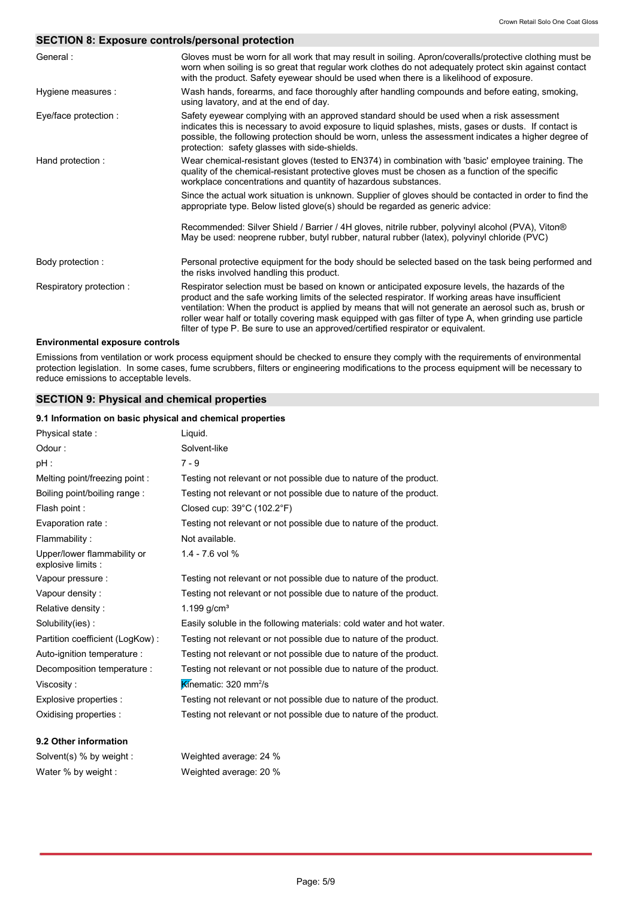## SECTION 8: Exposure controls/personal protection

| | |
|---|---|
| General : | Gloves must be worn for all work that may result in soiling. Apron/coveralls/protective clothing must be worn when soiling is so great that regular work clothes do not adequately protect skin against contact with the product. Safety eyewear should be used when there is a likelihood of exposure. |
| Hygiene measures : | Wash hands, forearms, and face thoroughly after handling compounds and before eating, smoking, using lavatory, and at the end of day. |
| Eye/face protection : | Safety eyewear complying with an approved standard should be used when a risk assessment indicates this is necessary to avoid exposure to liquid splashes, mists, gases or dusts. If contact is possible, the following protection should be worn, unless the assessment indicates a higher degree of protection: safety glasses with side-shields. |
| Hand protection : | Wear chemical-resistant gloves (tested to EN374) in combination with 'basic' employee training. The quality of the chemical-resistant protective gloves must be chosen as a function of the specific workplace concentrations and quantity of hazardous substances.<br><br>Since the actual work situation is unknown. Supplier of gloves should be contacted in order to find the appropriate type. Below listed glove(s) should be regarded as generic advice:<br><br>Recommended: Silver Shield / Barrier / 4H gloves, nitrile rubber, polyvinyl alcohol (PVA), Viton®<br>May be used: neoprene rubber, butyl rubber, natural rubber (latex), polyvinyl chloride (PVC) |
| Body protection : | Personal protective equipment for the body should be selected based on the task being performed and the risks involved handling this product. |
| Respiratory protection : | Respirator selection must be based on known or anticipated exposure levels, the hazards of the product and the safe working limits of the selected respirator. If working areas have insufficient ventilation: When the product is applied by means that will not generate an aerosol such as, brush or roller wear half or totally covering mask equipped with gas filter of type A, when grinding use particle filter of type P. Be sure to use an approved/certified respirator or equivalent. |

### Environmental exposure controls

Emissions from ventilation or work process equipment should be checked to ensure they comply with the requirements of environmental protection legislation. In some cases, fume scrubbers, filters or engineering modifications to the process equipment will be necessary to reduce emissions to acceptable levels.

## SECTION 9: Physical and chemical properties

### 9.1 Information on basic physical and chemical properties

| | |
|---|---|
| Physical state : | Liquid. |
| Odour : | Solvent-like |
| pH : | 7 - 9 |
| Melting point/freezing point : | Testing not relevant or not possible due to nature of the product. |
| Boiling point/boiling range : | Testing not relevant or not possible due to nature of the product. |
| Flash point : | Closed cup: 39°C (102.2°F) |
| Evaporation rate : | Testing not relevant or not possible due to nature of the product. |
| Flammability : | Not available. |
| Upper/lower flammability or explosive limits : | 1.4 - 7.6 vol % |
| Vapour pressure : | Testing not relevant or not possible due to nature of the product. |
| Vapour density : | Testing not relevant or not possible due to nature of the product. |
| Relative density : | 1.199 g/cm³ |
| Solubility(ies) : | Easily soluble in the following materials: cold water and hot water. |
| Partition coefficient (LogKow) : | Testing not relevant or not possible due to nature of the product. |
| Auto-ignition temperature : | Testing not relevant or not possible due to nature of the product. |
| Decomposition temperature : | Testing not relevant or not possible due to nature of the product. |
| Viscosity : | Kinematic: 320 $mm^2/s$ |
| Explosive properties : | Testing not relevant or not possible due to nature of the product. |
| Oxidising properties : | Testing not relevant or not possible due to nature of the product. |

### 9.2 Other information

| | |
|---|---|
| Solvent(s) % by weight : | Weighted average: 24 % |
| Water % by weight : | Weighted average: 20 % |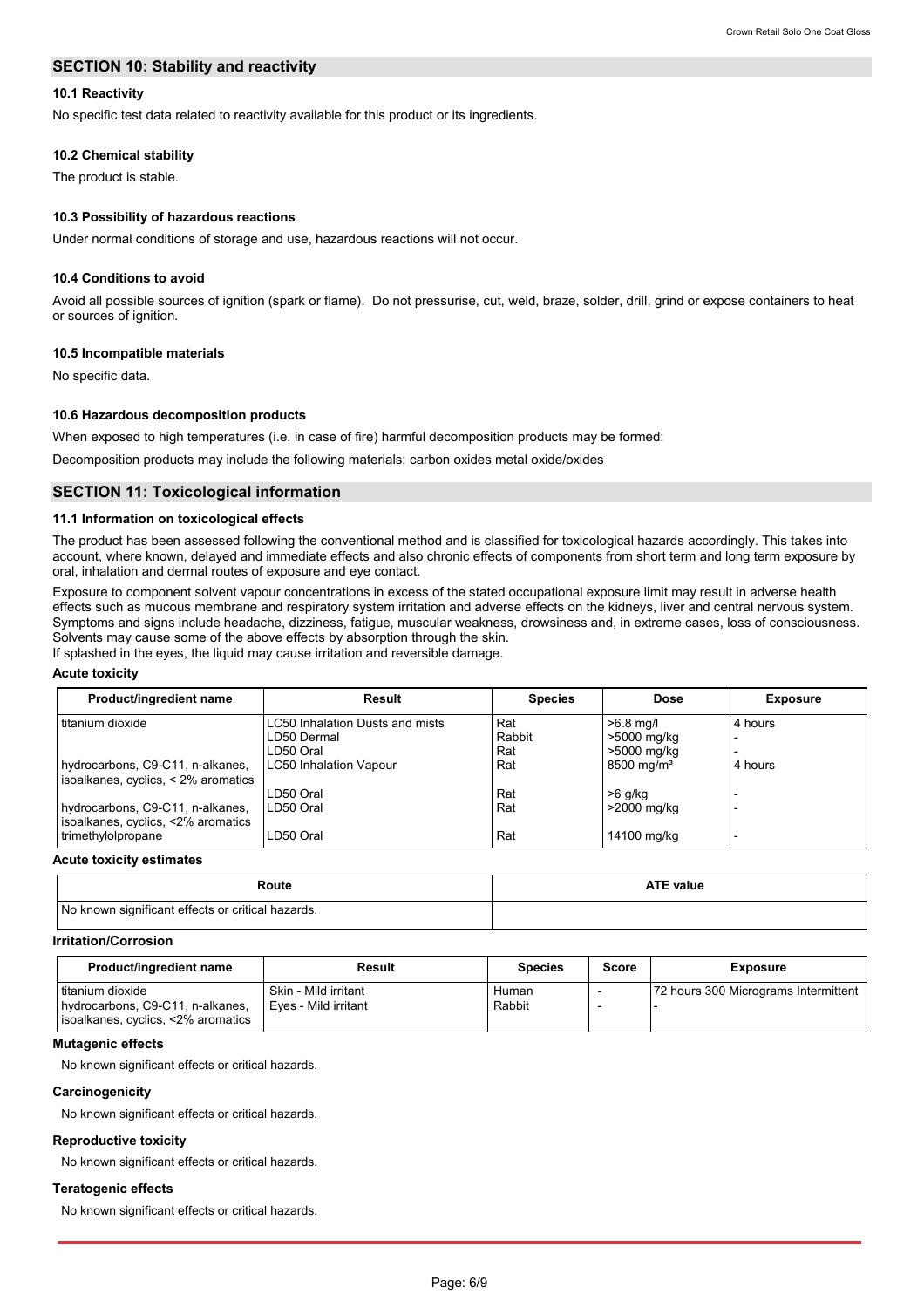## SECTION 10: Stability and reactivity

### 10.1 Reactivity

No specific test data related to reactivity available for this product or its ingredients.

### 10.2 Chemical stability

The product is stable.

### 10.3 Possibility of hazardous reactions

Under normal conditions of storage and use, hazardous reactions will not occur.

### 10.4 Conditions to avoid

Avoid all possible sources of ignition (spark or flame). Do not pressurise, cut, weld, braze, solder, drill, grind or expose containers to heat or sources of ignition.

### 10.5 Incompatible materials

No specific data.

### 10.6 Hazardous decomposition products

When exposed to high temperatures (i.e. in case of fire) harmful decomposition products may be formed:

Decomposition products may include the following materials: carbon oxides metal oxide/oxides

## SECTION 11: Toxicological information

### 11.1 Information on toxicological effects

The product has been assessed following the conventional method and is classified for toxicological hazards accordingly. This takes into account, where known, delayed and immediate effects and also chronic effects of components from short term and long term exposure by oral, inhalation and dermal routes of exposure and eye contact.

Exposure to component solvent vapour concentrations in excess of the stated occupational exposure limit may result in adverse health effects such as mucous membrane and respiratory system irritation and adverse effects on the kidneys, liver and central nervous system. Symptoms and signs include headache, dizziness, fatigue, muscular weakness, drowsiness and, in extreme cases, loss of consciousness. Solvents may cause some of the above effects by absorption through the skin.
If splashed in the eyes, the liquid may cause irritation and reversible damage.

**Acute toxicity**

| Product/ingredient name | Result | Species | Dose | Exposure |
|---|---|---|---|---|
| titanium dioxide | LC50 Inhalation Dusts and mists | Rat | >6.8 mg/l | 4 hours |
| | LD50 Dermal | Rabbit | >5000 mg/kg | - |
| | LD50 Oral | Rat | >5000 mg/kg | - |
| hydrocarbons, C9-C11, n-alkanes, isoalkanes, cyclics, < 2% aromatics | LC50 Inhalation Vapour | Rat | 8500 mg/m³ | 4 hours |
| | LD50 Oral | Rat | >6 g/kg | - |
| hydrocarbons, C9-C11, n-alkanes, isoalkanes, cyclics, <2% aromatics | LD50 Oral | Rat | >2000 mg/kg | - |
| trimethylolpropane | LD50 Oral | Rat | 14100 mg/kg | - |

**Acute toxicity estimates**

| Route | ATE value |
|---|---|
| No known significant effects or critical hazards. | |

**Irritation/Corrosion**

| Product/ingredient name | Result | Species | Score | Exposure |
|---|---|---|---|---|
| titanium dioxide | Skin - Mild irritant | Human | - | 72 hours 300 Micrograms Intermittent |
| hydrocarbons, C9-C11, n-alkanes, isoalkanes, cyclics, <2% aromatics | Eyes - Mild irritant | Rabbit | - | - |

**Mutagenic effects**

No known significant effects or critical hazards.

**Carcinogenicity**

No known significant effects or critical hazards.

**Reproductive toxicity**

No known significant effects or critical hazards.

**Teratogenic effects**

No known significant effects or critical hazards.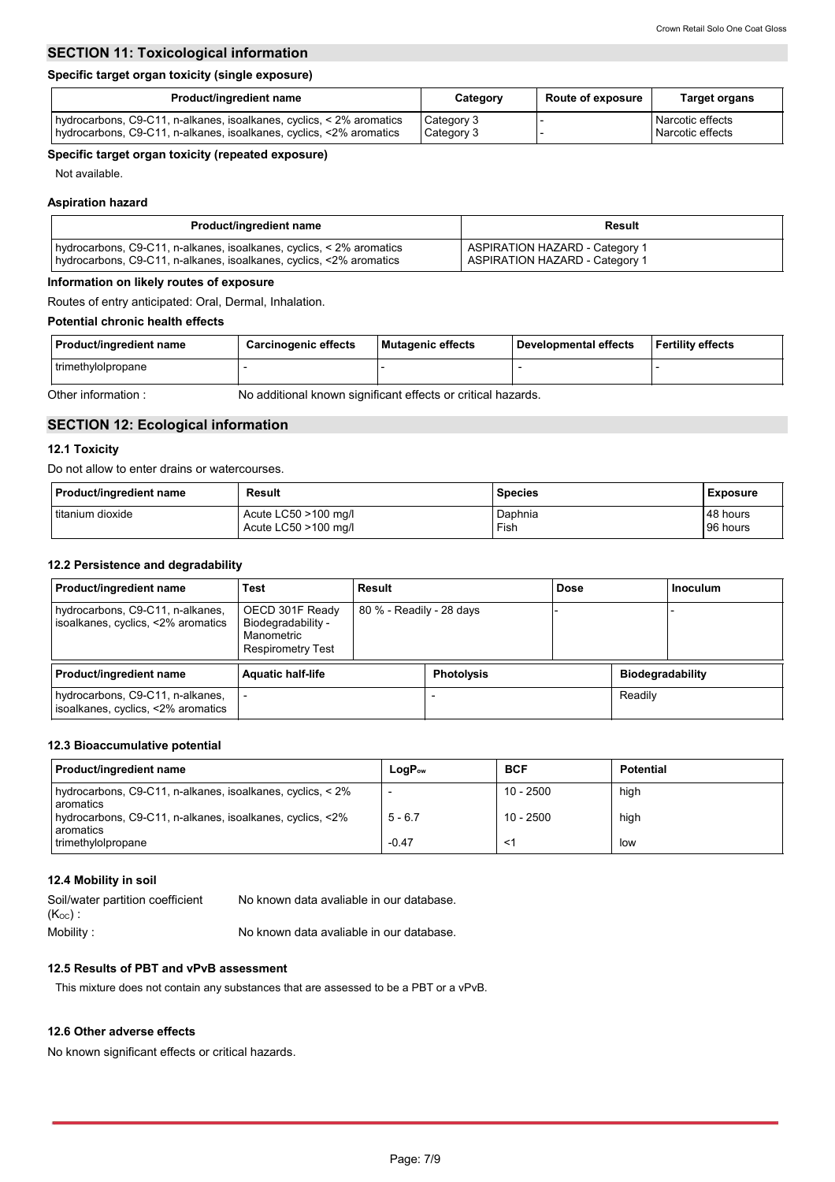## SECTION 11: Toxicological information

### Specific target organ toxicity (single exposure)

| Product/ingredient name | Category | Route of exposure | Target organs |
|---|---|---|---|
| hydrocarbons, C9-C11, n-alkanes, isoalkanes, cyclics, < 2% aromatics | Category 3 | - | Narcotic effects |
| hydrocarbons, C9-C11, n-alkanes, isoalkanes, cyclics, <2% aromatics | Category 3 | - | Narcotic effects |

### Specific target organ toxicity (repeated exposure)

Not available.

### Aspiration hazard

| Product/ingredient name | Result |
|---|---|
| hydrocarbons, C9-C11, n-alkanes, isoalkanes, cyclics, < 2% aromatics | ASPIRATION HAZARD - Category 1 |
| hydrocarbons, C9-C11, n-alkanes, isoalkanes, cyclics, <2% aromatics | ASPIRATION HAZARD - Category 1 |

### Information on likely routes of exposure

Routes of entry anticipated: Oral, Dermal, Inhalation.

### Potential chronic health effects

| Product/ingredient name | Carcinogenic effects | Mutagenic effects | Developmental effects | Fertility effects |
|---|---|---|---|---|
| trimethylolpropane | - | - | - | - |

Other information : No additional known significant effects or critical hazards.

## SECTION 12: Ecological information

### 12.1 Toxicity

Do not allow to enter drains or watercourses.

| Product/ingredient name | Result | Species | Exposure |
|---|---|---|---|
| titanium dioxide | Acute LC50 >100 mg/l | Daphnia | 48 hours |
| | Acute LC50 >100 mg/l | Fish | 96 hours |

### 12.2 Persistence and degradability

| Product/ingredient name | Test | Result | Dose | Inoculum |
|---|---|---|---|---|
| hydrocarbons, C9-C11, n-alkanes, isoalkanes, cyclics, <2% aromatics | OECD 301F Ready Biodegradability - Manometric Respirometry Test | 80 % - Readily - 28 days | - | - |

| Product/ingredient name | Aquatic half-life | Photolysis | Biodegradability |
|---|---|---|---|
| hydrocarbons, C9-C11, n-alkanes, isoalkanes, cyclics, <2% aromatics | - | - | Readily |

### 12.3 Bioaccumulative potential

| Product/ingredient name | $LogP_{ow}$ | BCF | Potential |
|---|---|---|---|
| hydrocarbons, C9-C11, n-alkanes, isoalkanes, cyclics, < 2% aromatics | - | 10 - 2500 | high |
| hydrocarbons, C9-C11, n-alkanes, isoalkanes, cyclics, <2% aromatics | 5 - 6.7 | 10 - 2500 | high |
| trimethylolpropane | -0.47 | <1 | low |

### 12.4 Mobility in soil

Soil/water partition coefficient ($K_{OC}$) : No known data avaliable in our database.

Mobility : No known data avaliable in our database.

### 12.5 Results of PBT and vPvB assessment

This mixture does not contain any substances that are assessed to be a PBT or a vPvB.

### 12.6 Other adverse effects

No known significant effects or critical hazards.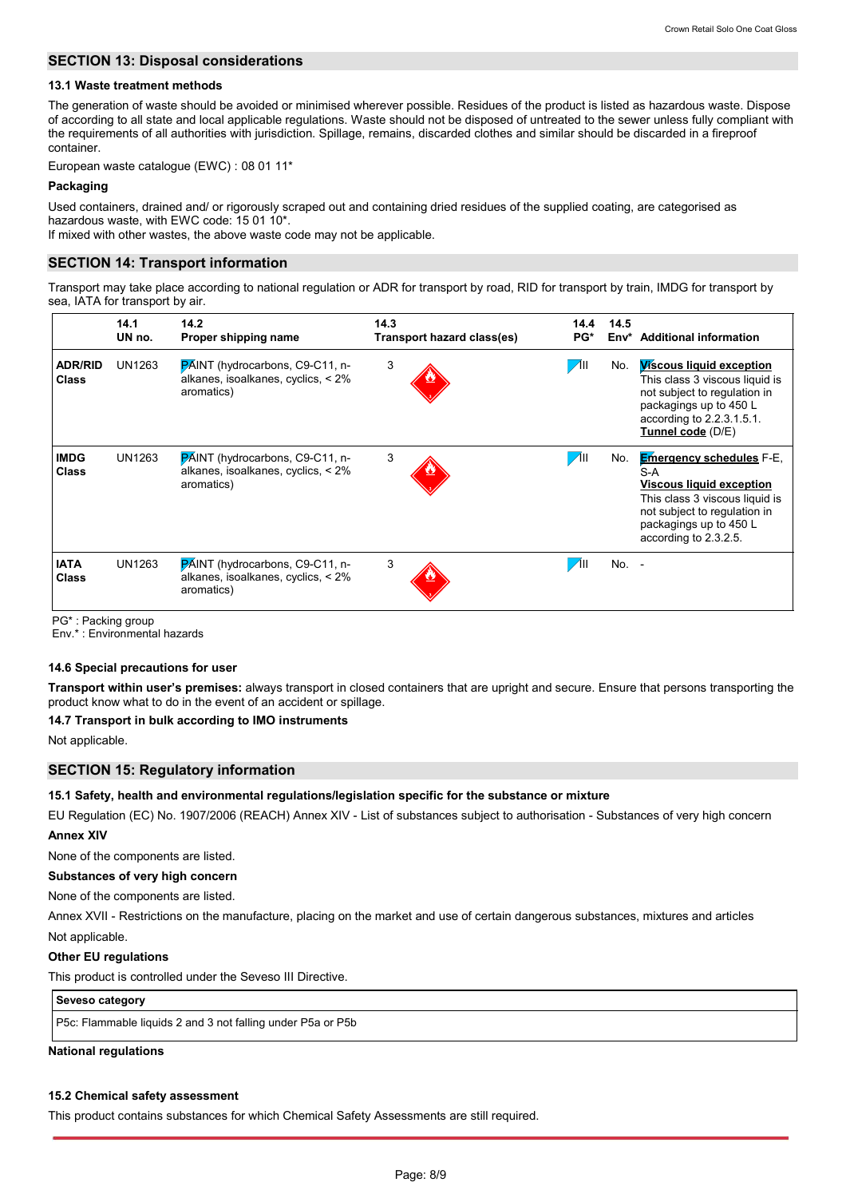## SECTION 13: Disposal considerations

### 13.1 Waste treatment methods

The generation of waste should be avoided or minimised wherever possible. Residues of the product is listed as hazardous waste. Dispose of according to all state and local applicable regulations. Waste should not be disposed of untreated to the sewer unless fully compliant with the requirements of all authorities with jurisdiction. Spillage, remains, discarded clothes and similar should be discarded in a fireproof container.

European waste catalogue (EWC) : 08 01 11*

**Packaging**

Used containers, drained and/ or rigorously scraped out and containing dried residues of the supplied coating, are categorised as hazardous waste, with EWC code: 15 01 10*.
If mixed with other wastes, the above waste code may not be applicable.

## SECTION 14: Transport information

Transport may take place according to national regulation or ADR for transport by road, RID for transport by train, IMDG for transport by sea, IATA for transport by air.

| | 14.1 UN no. | 14.2 Proper shipping name | 14.3 Transport hazard class(es) | 14.4 PG* | 14.5 Env* | Additional information |
|---|---|---|---|---|---|---|
| **ADR/RID Class** | UN1263 | PAINT (hydrocarbons, C9-C11, n-alkanes, isoalkanes, cyclics, < 2% aromatics) | 3 | III | No. | **Viscous liquid exception** This class 3 viscous liquid is not subject to regulation in packagings up to 450 L according to 2.2.3.1.5.1. **Tunnel code** (D/E) |
| **IMDG Class** | UN1263 | PAINT (hydrocarbons, C9-C11, n-alkanes, isoalkanes, cyclics, < 2% aromatics) | 3 | III | No. | **Emergency schedules** F-E, S-A **Viscous liquid exception** This class 3 viscous liquid is not subject to regulation in packagings up to 450 L according to 2.3.2.5. |
| **IATA Class** | UN1263 | PAINT (hydrocarbons, C9-C11, n-alkanes, isoalkanes, cyclics, < 2% aromatics) | 3 | III | No. | - |

PG* : Packing group
Env.* : Environmental hazards

### 14.6 Special precautions for user

**Transport within user's premises:** always transport in closed containers that are upright and secure. Ensure that persons transporting the product know what to do in the event of an accident or spillage.

### 14.7 Transport in bulk according to IMO instruments

Not applicable.

## SECTION 15: Regulatory information

### 15.1 Safety, health and environmental regulations/legislation specific for the substance or mixture

EU Regulation (EC) No. 1907/2006 (REACH) Annex XIV - List of substances subject to authorisation - Substances of very high concern

**Annex XIV**

None of the components are listed.

**Substances of very high concern**

None of the components are listed.

Annex XVII - Restrictions on the manufacture, placing on the market and use of certain dangerous substances, mixtures and articles

Not applicable.

**Other EU regulations**

This product is controlled under the Seveso III Directive.

| Seveso category |
|---|
| P5c: Flammable liquids 2 and 3 not falling under P5a or P5b |

**National regulations**

### 15.2 Chemical safety assessment

This product contains substances for which Chemical Safety Assessments are still required.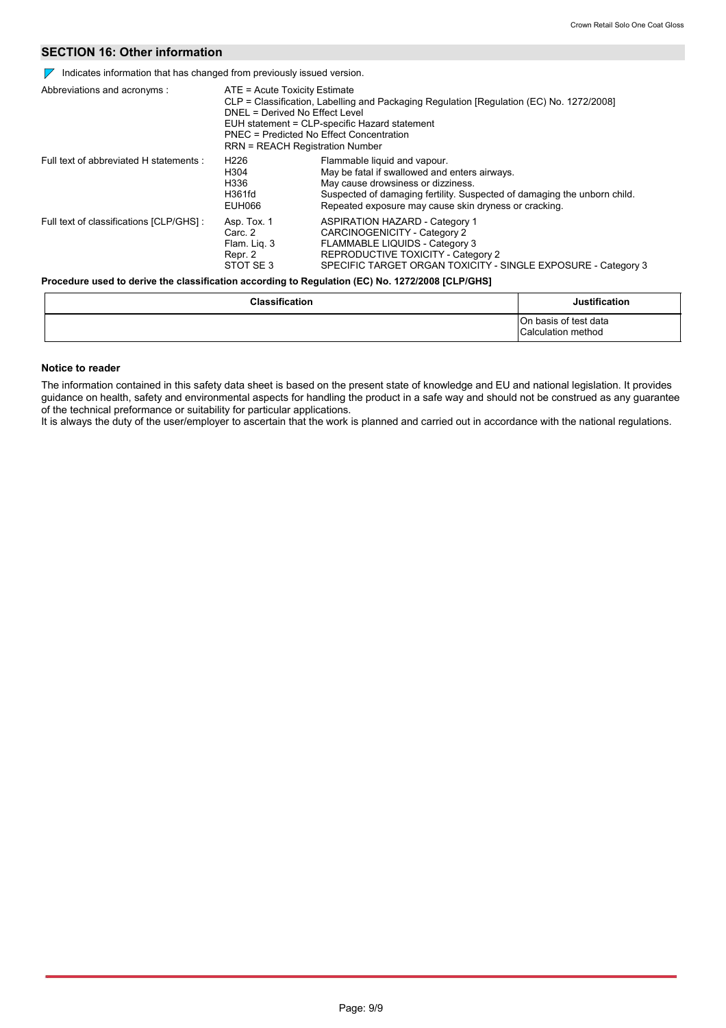## SECTION 16: Other information

Indicates information that has changed from previously issued version.

| | | |
|---|---|---|
| Abbreviations and acronyms : | ATE = Acute Toxicity Estimate<br>CLP = Classification, Labelling and Packaging Regulation [Regulation (EC) No. 1272/2008]<br>DNEL = Derived No Effect Level<br>EUH statement = CLP-specific Hazard statement<br>PNEC = Predicted No Effect Concentration<br>RRN = REACH Registration Number | |
| Full text of abbreviated H statements : | H226<br>H304<br>H336<br>H361fd<br>EUH066 | Flammable liquid and vapour.<br>May be fatal if swallowed and enters airways.<br>May cause drowsiness or dizziness.<br>Suspected of damaging fertility. Suspected of damaging the unborn child.<br>Repeated exposure may cause skin dryness or cracking. |
| Full text of classifications [CLP/GHS] : | Asp. Tox. 1<br>Carc. 2<br>Flam. Liq. 3<br>Repr. 2<br>STOT SE 3 | ASPIRATION HAZARD - Category 1<br>CARCINOGENICITY - Category 2<br>FLAMMABLE LIQUIDS - Category 3<br>REPRODUCTIVE TOXICITY - Category 2<br>SPECIFIC TARGET ORGAN TOXICITY - SINGLE EXPOSURE - Category 3 |

**Procedure used to derive the classification according to Regulation (EC) No. 1272/2008 [CLP/GHS]**

| Classification | Justification |
|---|---|
| | On basis of test data<br>Calculation method |

**Notice to reader**

The information contained in this safety data sheet is based on the present state of knowledge and EU and national legislation. It provides guidance on health, safety and environmental aspects for handling the product in a safe way and should not be construed as any guarantee of the technical preformance or suitability for particular applications.
It is always the duty of the user/employer to ascertain that the work is planned and carried out in accordance with the national regulations.